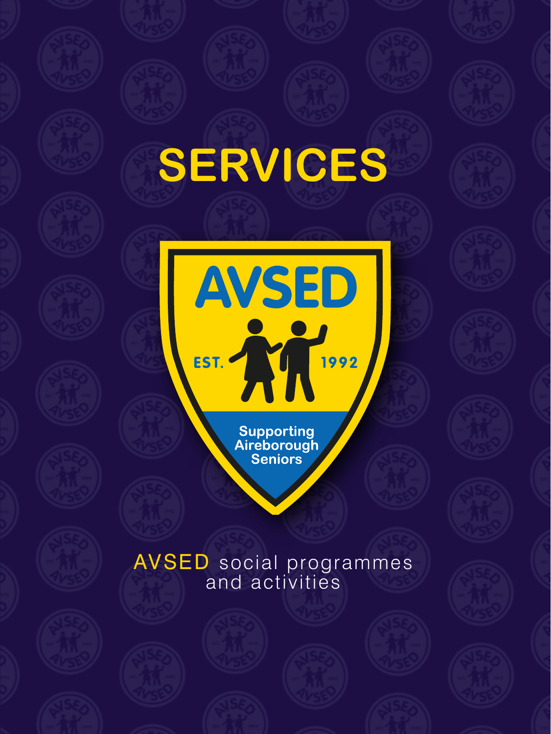# SERVICES

AVSED

EST. 1992

Supporting Aireborough Seniors

AVSED social programmes and activities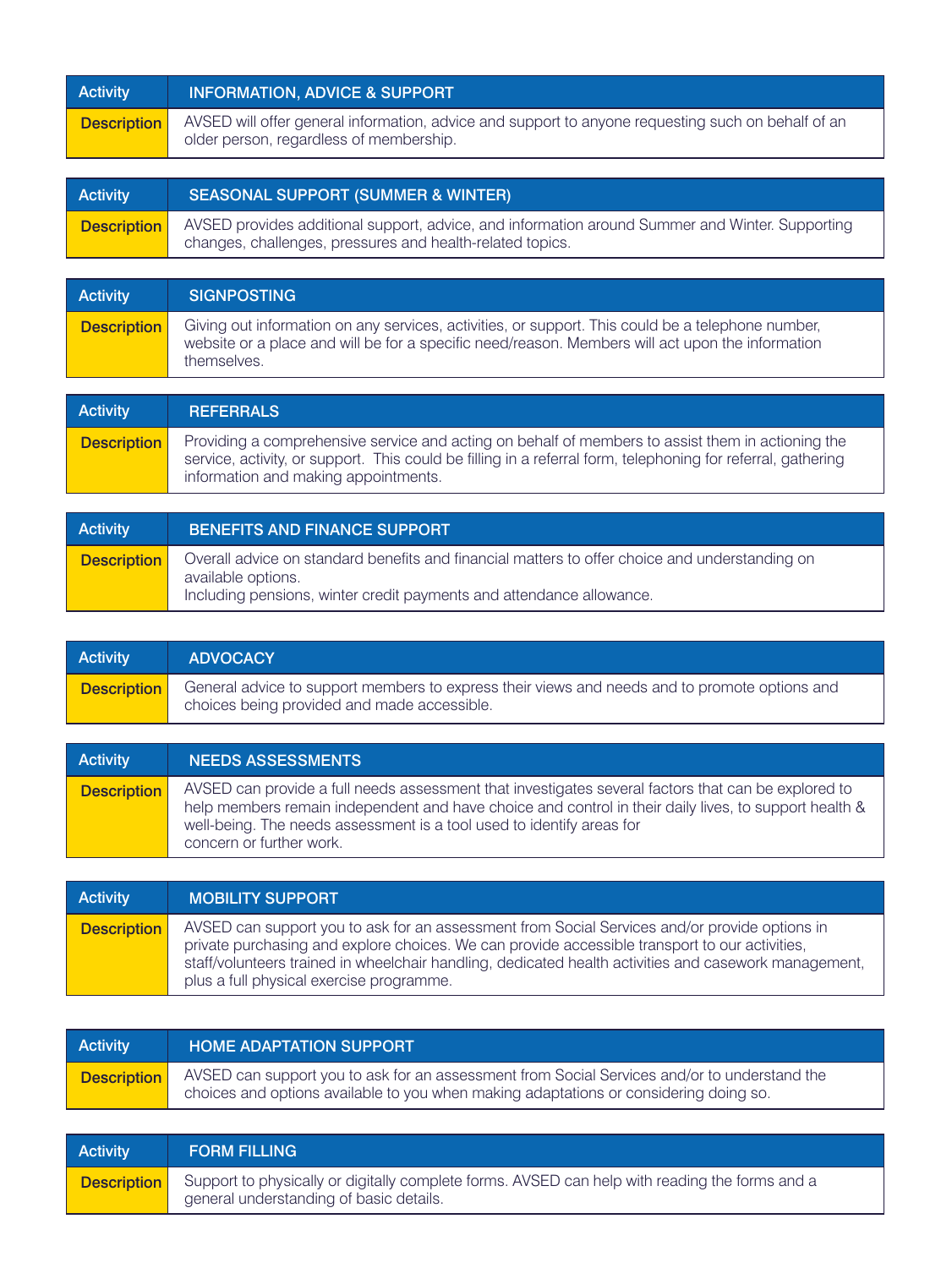| Activity | INFORMATION, ADVICE & SUPPORT |
| --- | --- |
| Description | AVSED will offer general information, advice and support to anyone requesting such on behalf of an older person, regardless of membership. |

| Activity | SEASONAL SUPPORT (SUMMER & WINTER) |
| --- | --- |
| Description | AVSED provides additional support, advice, and information around Summer and Winter. Supporting changes, challenges, pressures and health-related topics. |

| Activity | SIGNPOSTING |
| --- | --- |
| Description | Giving out information on any services, activities, or support. This could be a telephone number, website or a place and will be for a specific need/reason. Members will act upon the information themselves. |

| Activity | REFERRALS |
| --- | --- |
| Description | Providing a comprehensive service and acting on behalf of members to assist them in actioning the service, activity, or support. This could be filling in a referral form, telephoning for referral, gathering information and making appointments. |

| Activity | BENEFITS AND FINANCE SUPPORT |
| --- | --- |
| Description | Overall advice on standard benefits and financial matters to offer choice and understanding on available options.<br>Including pensions, winter credit payments and attendance allowance. |

| Activity | ADVOCACY |
| --- | --- |
| Description | General advice to support members to express their views and needs and to promote options and choices being provided and made accessible. |

| Activity | NEEDS ASSESSMENTS |
| --- | --- |
| Description | AVSED can provide a full needs assessment that investigates several factors that can be explored to help members remain independent and have choice and control in their daily lives, to support health & well-being. The needs assessment is a tool used to identify areas for concern or further work. |

| Activity | MOBILITY SUPPORT |
| --- | --- |
| Description | AVSED can support you to ask for an assessment from Social Services and/or provide options in private purchasing and explore choices. We can provide accessible transport to our activities, staff/volunteers trained in wheelchair handling, dedicated health activities and casework management, plus a full physical exercise programme. |

| Activity | HOME ADAPTATION SUPPORT |
| --- | --- |
| Description | AVSED can support you to ask for an assessment from Social Services and/or to understand the choices and options available to you when making adaptations or considering doing so. |

| Activity | FORM FILLING |
| --- | --- |
| Description | Support to physically or digitally complete forms. AVSED can help with reading the forms and a general understanding of basic details. |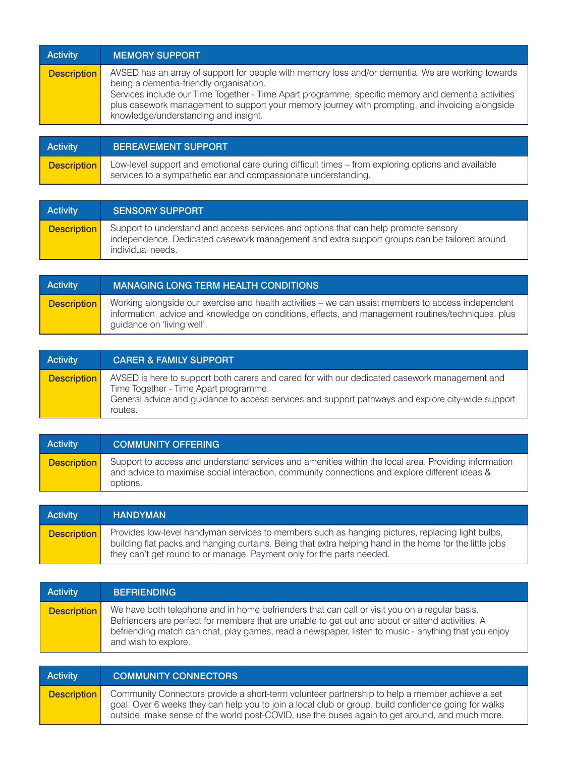| Activity | MEMORY SUPPORT |
|---|---|
| Description | AVSED has an array of support for people with memory loss and/or dementia. We are working towards being a dementia-friendly organisation.<br>Services include our Time Together - Time Apart programme; specific memory and dementia activities plus casework management to support your memory journey with prompting, and invoicing alongside knowledge/understanding and insight. |

| Activity | BEREAVEMENT SUPPORT |
|---|---|
| Description | Low-level support and emotional care during difficult times – from exploring options and available services to a sympathetic ear and compassionate understanding. |

| Activity | SENSORY SUPPORT |
|---|---|
| Description | Support to understand and access services and options that can help promote sensory independence. Dedicated casework management and extra support groups can be tailored around individual needs. |

| Activity | MANAGING LONG TERM HEALTH CONDITIONS |
|---|---|
| Description | Working alongside our exercise and health activities – we can assist members to access independent information, advice and knowledge on conditions, effects, and management routines/techniques, plus guidance on 'living well'. |

| Activity | CARER & FAMILY SUPPORT |
|---|---|
| Description | AVSED is here to support both carers and cared for with our dedicated casework management and Time Together - Time Apart programme.<br>General advice and guidance to access services and support pathways and explore city-wide support routes. |

| Activity | COMMUNITY OFFERING |
|---|---|
| Description | Support to access and understand services and amenities within the local area. Providing information and advice to maximise social interaction, community connections and explore different ideas & options. |

| Activity | HANDYMAN |
|---|---|
| Description | Provides low-level handyman services to members such as hanging pictures, replacing light bulbs, building flat packs and hanging curtains. Being that extra helping hand in the home for the little jobs they can't get round to or manage. Payment only for the parts needed. |

| Activity | BEFRIENDING |
|---|---|
| Description | We have both telephone and in home befrienders that can call or visit you on a regular basis. Befrienders are perfect for members that are unable to get out and about or attend activities. A befriending match can chat, play games, read a newspaper, listen to music - anything that you enjoy and wish to explore. |

| Activity | COMMUNITY CONNECTORS |
|---|---|
| Description | Community Connectors provide a short-term volunteer partnership to help a member achieve a set goal. Over 6 weeks they can help you to join a local club or group, build confidence going for walks outside, make sense of the world post-COVID, use the buses again to get around, and much more. |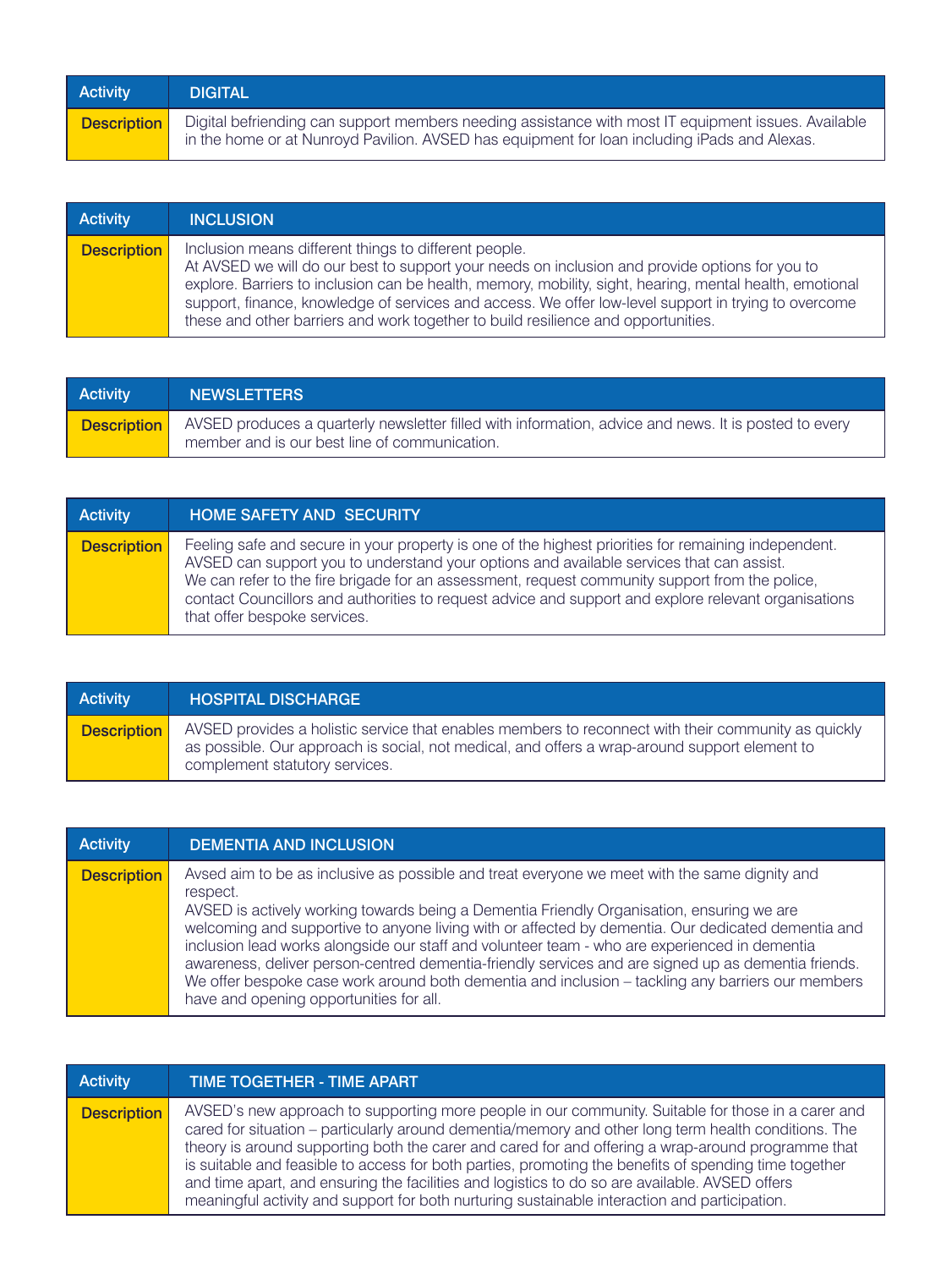| Activity | DIGITAL |
| --- | --- |
| Description | Digital befriending can support members needing assistance with most IT equipment issues. Available in the home or at Nunroyd Pavilion. AVSED has equipment for loan including iPads and Alexas. |

| Activity | INCLUSION |
| --- | --- |
| Description | Inclusion means different things to different people. At AVSED we will do our best to support your needs on inclusion and provide options for you to explore. Barriers to inclusion can be health, memory, mobility, sight, hearing, mental health, emotional support, finance, knowledge of services and access. We offer low-level support in trying to overcome these and other barriers and work together to build resilience and opportunities. |

| Activity | NEWSLETTERS |
| --- | --- |
| Description | AVSED produces a quarterly newsletter filled with information, advice and news. It is posted to every member and is our best line of communication. |

| Activity | HOME SAFETY AND SECURITY |
| --- | --- |
| Description | Feeling safe and secure in your property is one of the highest priorities for remaining independent. AVSED can support you to understand your options and available services that can assist. We can refer to the fire brigade for an assessment, request community support from the police, contact Councillors and authorities to request advice and support and explore relevant organisations that offer bespoke services. |

| Activity | HOSPITAL DISCHARGE |
| --- | --- |
| Description | AVSED provides a holistic service that enables members to reconnect with their community as quickly as possible. Our approach is social, not medical, and offers a wrap-around support element to complement statutory services. |

| Activity | DEMENTIA AND INCLUSION |
| --- | --- |
| Description | Avsed aim to be as inclusive as possible and treat everyone we meet with the same dignity and respect. AVSED is actively working towards being a Dementia Friendly Organisation, ensuring we are welcoming and supportive to anyone living with or affected by dementia. Our dedicated dementia and inclusion lead works alongside our staff and volunteer team - who are experienced in dementia awareness, deliver person-centred dementia-friendly services and are signed up as dementia friends. We offer bespoke case work around both dementia and inclusion – tackling any barriers our members have and opening opportunities for all. |

| Activity | TIME TOGETHER - TIME APART |
| --- | --- |
| Description | AVSED's new approach to supporting more people in our community. Suitable for those in a carer and cared for situation – particularly around dementia/memory and other long term health conditions. The theory is around supporting both the carer and cared for and offering a wrap-around programme that is suitable and feasible to access for both parties, promoting the benefits of spending time together and time apart, and ensuring the facilities and logistics to do so are available. AVSED offers meaningful activity and support for both nurturing sustainable interaction and participation. |